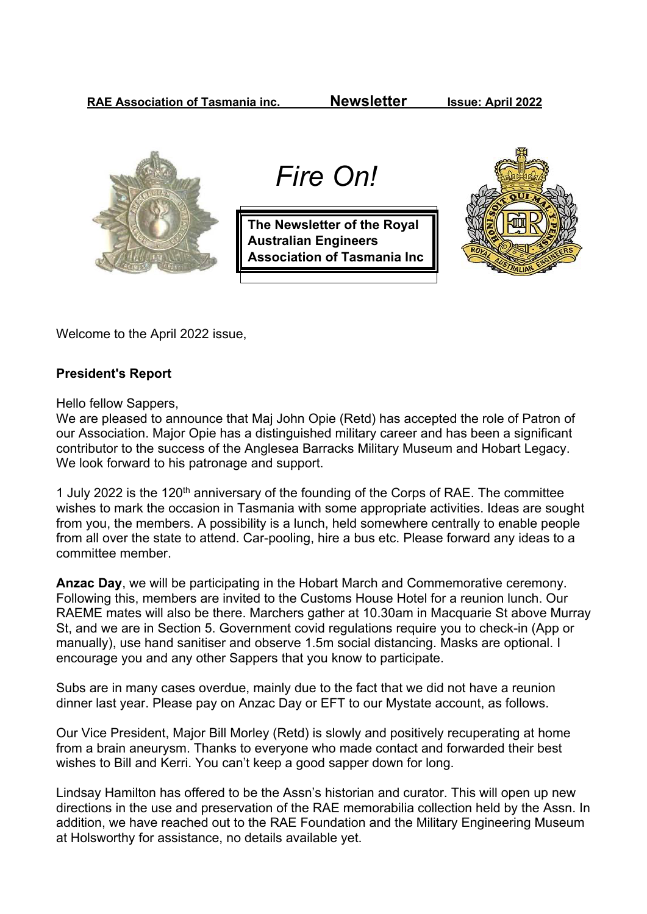**RAE Association of Tasmania inc.** **Newsletter** **Issue: April 2022**

# *Fire On!*

**The Newsletter of the Royal Australian Engineers Association of Tasmania Inc**

Welcome to the April 2022 issue,

**President's Report**

Hello fellow Sappers,
We are pleased to announce that Maj John Opie (Retd) has accepted the role of Patron of our Association. Major Opie has a distinguished military career and has been a significant contributor to the success of the Anglesea Barracks Military Museum and Hobart Legacy. We look forward to his patronage and support.

1 July 2022 is the 120th anniversary of the founding of the Corps of RAE. The committee wishes to mark the occasion in Tasmania with some appropriate activities. Ideas are sought from you, the members. A possibility is a lunch, held somewhere centrally to enable people from all over the state to attend. Car-pooling, hire a bus etc. Please forward any ideas to a committee member.

**Anzac Day**, we will be participating in the Hobart March and Commemorative ceremony. Following this, members are invited to the Customs House Hotel for a reunion lunch. Our RAEME mates will also be there. Marchers gather at 10.30am in Macquarie St above Murray St, and we are in Section 5. Government covid regulations require you to check-in (App or manually), use hand sanitiser and observe 1.5m social distancing. Masks are optional. I encourage you and any other Sappers that you know to participate.

Subs are in many cases overdue, mainly due to the fact that we did not have a reunion dinner last year. Please pay on Anzac Day or EFT to our Mystate account, as follows.

Our Vice President, Major Bill Morley (Retd) is slowly and positively recuperating at home from a brain aneurysm. Thanks to everyone who made contact and forwarded their best wishes to Bill and Kerri. You can't keep a good sapper down for long.

Lindsay Hamilton has offered to be the Assn's historian and curator. This will open up new directions in the use and preservation of the RAE memorabilia collection held by the Assn. In addition, we have reached out to the RAE Foundation and the Military Engineering Museum at Holsworthy for assistance, no details available yet.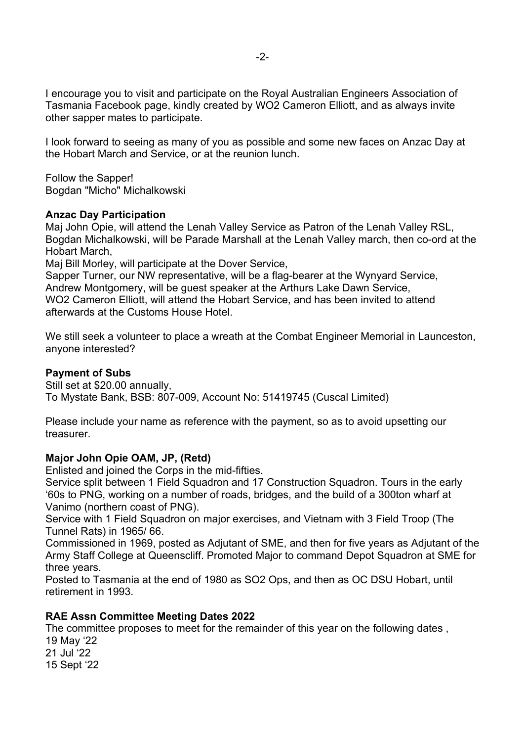I encourage you to visit and participate on the Royal Australian Engineers Association of Tasmania Facebook page, kindly created by WO2 Cameron Elliott, and as always invite other sapper mates to participate.

I look forward to seeing as many of you as possible and some new faces on Anzac Day at the Hobart March and Service, or at the reunion lunch.

Follow the Sapper!
Bogdan "Micho" Michalkowski

**Anzac Day Participation**

Maj John Opie, will attend the Lenah Valley Service as Patron of the Lenah Valley RSL,
Bogdan Michalkowski, will be Parade Marshall at the Lenah Valley march, then co-ord at the Hobart March,
Maj Bill Morley, will participate at the Dover Service,
Sapper Turner, our NW representative, will be a flag-bearer at the Wynyard Service,
Andrew Montgomery, will be guest speaker at the Arthurs Lake Dawn Service,
WO2 Cameron Elliott, will attend the Hobart Service, and has been invited to attend afterwards at the Customs House Hotel.

We still seek a volunteer to place a wreath at the Combat Engineer Memorial in Launceston, anyone interested?

**Payment of Subs**

Still set at $20.00 annually,
To Mystate Bank, BSB: 807-009, Account No: 51419745 (Cuscal Limited)

Please include your name as reference with the payment, so as to avoid upsetting our treasurer.

**Major John Opie OAM, JP, (Retd)**

Enlisted and joined the Corps in the mid-fifties.
Service split between 1 Field Squadron and 17 Construction Squadron. Tours in the early '60s to PNG, working on a number of roads, bridges, and the build of a 300ton wharf at Vanimo (northern coast of PNG).
Service with 1 Field Squadron on major exercises, and Vietnam with 3 Field Troop (The Tunnel Rats) in 1965/ 66.
Commissioned in 1969, posted as Adjutant of SME, and then for five years as Adjutant of the Army Staff College at Queenscliff. Promoted Major to command Depot Squadron at SME for three years.
Posted to Tasmania at the end of 1980 as SO2 Ops, and then as OC DSU Hobart, until retirement in 1993.

**RAE Assn Committee Meeting Dates 2022**

The committee proposes to meet for the remainder of this year on the following dates ,
19 May '22
21 Jul '22
15 Sept '22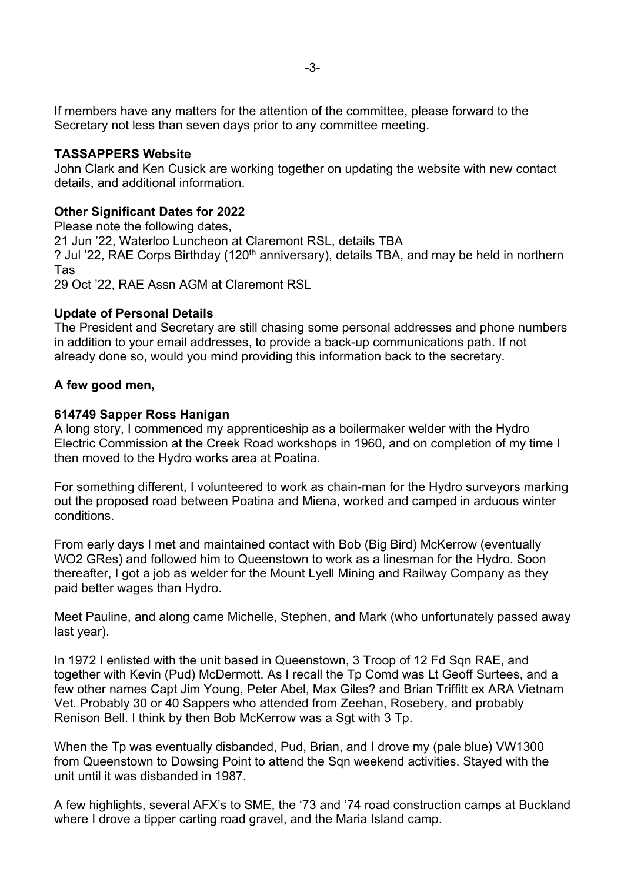If members have any matters for the attention of the committee, please forward to the Secretary not less than seven days prior to any committee meeting.

**TASSAPPERS Website**

John Clark and Ken Cusick are working together on updating the website with new contact details, and additional information.

**Other Significant Dates for 2022**

Please note the following dates,

21 Jun '22, Waterloo Luncheon at Claremont RSL, details TBA

? Jul '22, RAE Corps Birthday (120th anniversary), details TBA, and may be held in northern Tas

29 Oct '22, RAE Assn AGM at Claremont RSL

**Update of Personal Details**

The President and Secretary are still chasing some personal addresses and phone numbers in addition to your email addresses, to provide a back-up communications path. If not already done so, would you mind providing this information back to the secretary.

**A few good men,**

**614749 Sapper Ross Hanigan**

A long story, I commenced my apprenticeship as a boilermaker welder with the Hydro Electric Commission at the Creek Road workshops in 1960, and on completion of my time I then moved to the Hydro works area at Poatina.

For something different, I volunteered to work as chain-man for the Hydro surveyors marking out the proposed road between Poatina and Miena, worked and camped in arduous winter conditions.

From early days I met and maintained contact with Bob (Big Bird) McKerrow (eventually WO2 GRes) and followed him to Queenstown to work as a linesman for the Hydro. Soon thereafter, I got a job as welder for the Mount Lyell Mining and Railway Company as they paid better wages than Hydro.

Meet Pauline, and along came Michelle, Stephen, and Mark (who unfortunately passed away last year).

In 1972 I enlisted with the unit based in Queenstown, 3 Troop of 12 Fd Sqn RAE, and together with Kevin (Pud) McDermott. As I recall the Tp Comd was Lt Geoff Surtees, and a few other names Capt Jim Young, Peter Abel, Max Giles? and Brian Triffitt ex ARA Vietnam Vet. Probably 30 or 40 Sappers who attended from Zeehan, Rosebery, and probably Renison Bell. I think by then Bob McKerrow was a Sgt with 3 Tp.

When the Tp was eventually disbanded, Pud, Brian, and I drove my (pale blue) VW1300 from Queenstown to Dowsing Point to attend the Sqn weekend activities. Stayed with the unit until it was disbanded in 1987.

A few highlights, several AFX's to SME, the '73 and '74 road construction camps at Buckland where I drove a tipper carting road gravel, and the Maria Island camp.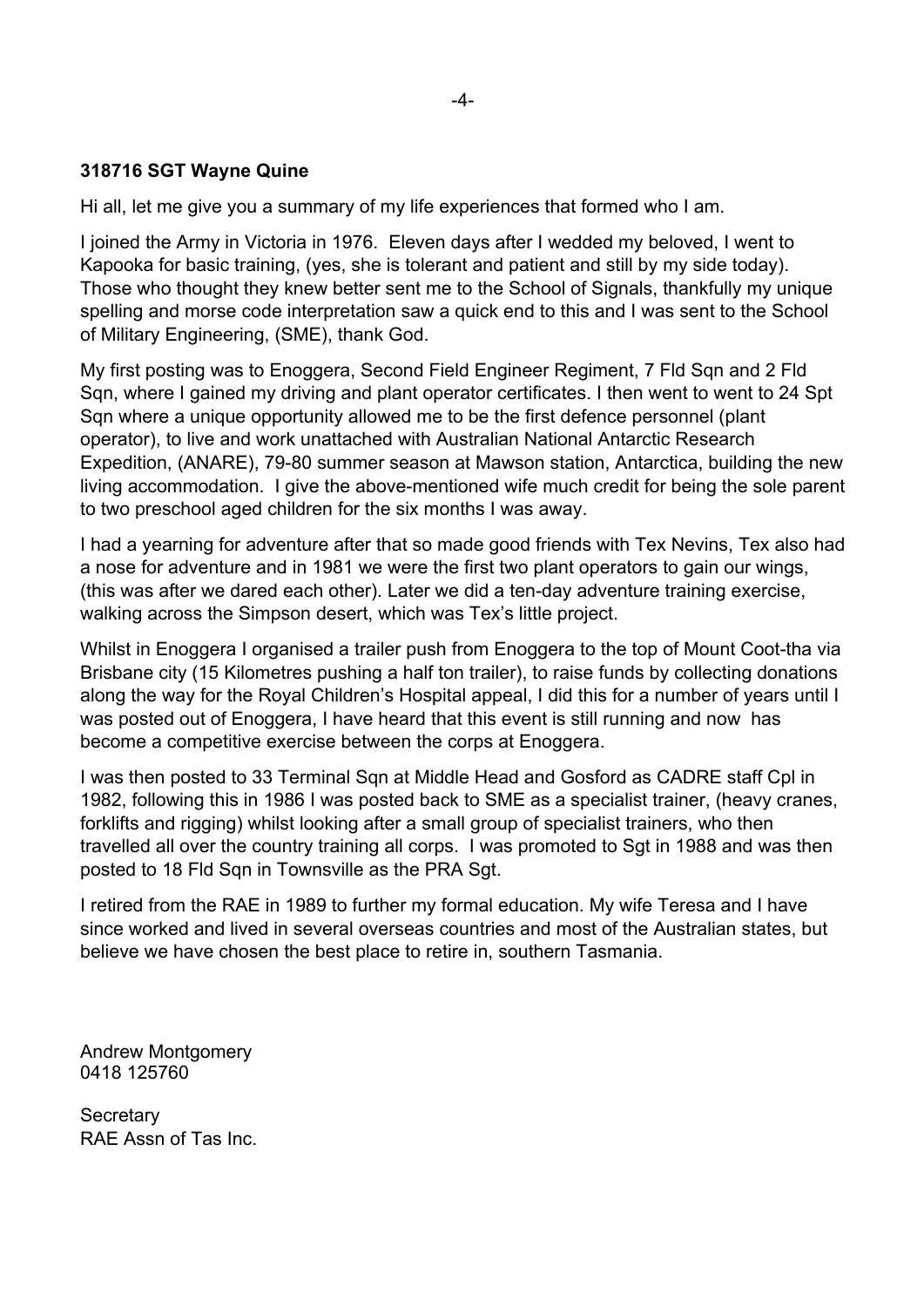**318716 SGT Wayne Quine**

Hi all, let me give you a summary of my life experiences that formed who I am.

I joined the Army in Victoria in 1976. Eleven days after I wedded my beloved, I went to Kapooka for basic training, (yes, she is tolerant and patient and still by my side today). Those who thought they knew better sent me to the School of Signals, thankfully my unique spelling and morse code interpretation saw a quick end to this and I was sent to the School of Military Engineering, (SME), thank God.

My first posting was to Enoggera, Second Field Engineer Regiment, 7 Fld Sqn and 2 Fld Sqn, where I gained my driving and plant operator certificates. I then went to went to 24 Spt Sqn where a unique opportunity allowed me to be the first defence personnel (plant operator), to live and work unattached with Australian National Antarctic Research Expedition, (ANARE), 79-80 summer season at Mawson station, Antarctica, building the new living accommodation. I give the above-mentioned wife much credit for being the sole parent to two preschool aged children for the six months I was away.

I had a yearning for adventure after that so made good friends with Tex Nevins, Tex also had a nose for adventure and in 1981 we were the first two plant operators to gain our wings, (this was after we dared each other). Later we did a ten-day adventure training exercise, walking across the Simpson desert, which was Tex's little project.

Whilst in Enoggera I organised a trailer push from Enoggera to the top of Mount Coot-tha via Brisbane city (15 Kilometres pushing a half ton trailer), to raise funds by collecting donations along the way for the Royal Children's Hospital appeal, I did this for a number of years until I was posted out of Enoggera, I have heard that this event is still running and now has become a competitive exercise between the corps at Enoggera.

I was then posted to 33 Terminal Sqn at Middle Head and Gosford as CADRE staff Cpl in 1982, following this in 1986 I was posted back to SME as a specialist trainer, (heavy cranes, forklifts and rigging) whilst looking after a small group of specialist trainers, who then travelled all over the country training all corps. I was promoted to Sgt in 1988 and was then posted to 18 Fld Sqn in Townsville as the PRA Sgt.

I retired from the RAE in 1989 to further my formal education. My wife Teresa and I have since worked and lived in several overseas countries and most of the Australian states, but believe we have chosen the best place to retire in, southern Tasmania.

Andrew Montgomery
0418 125760

Secretary
RAE Assn of Tas Inc.